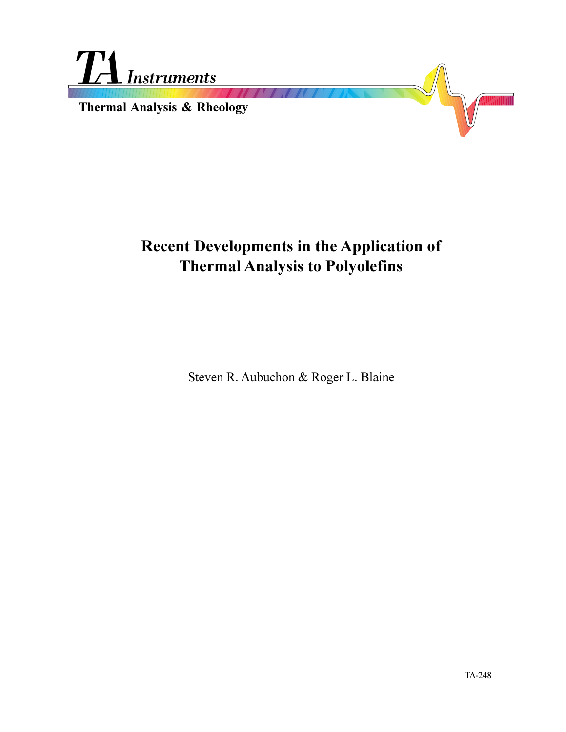TA Instruments

Thermal Analysis & Rheology

# Recent Developments in the Application of Thermal Analysis to Polyolefins

Steven R. Aubuchon & Roger L. Blaine

TA-248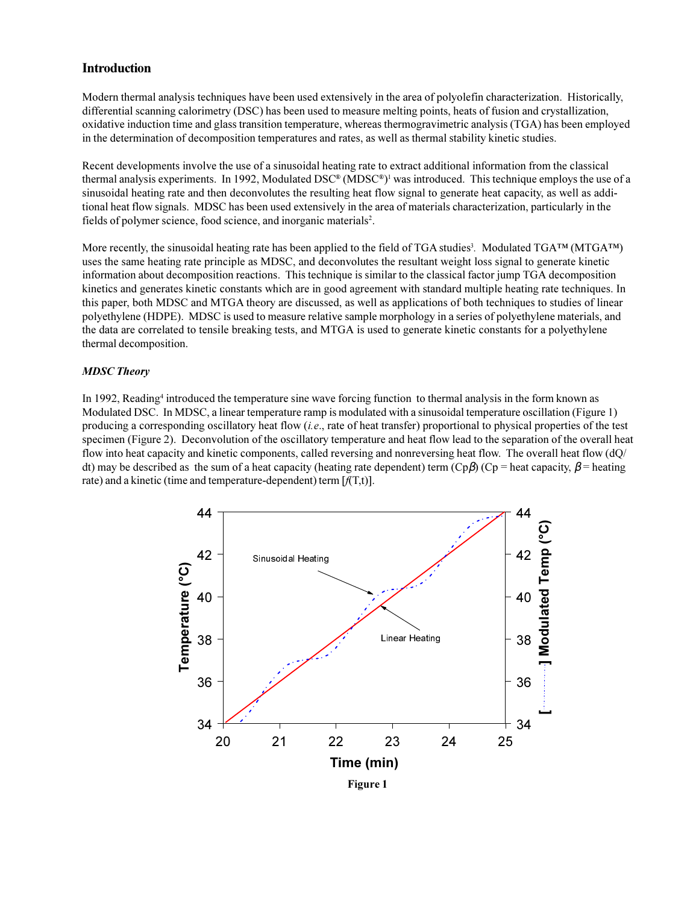## Introduction

Modern thermal analysis techniques have been used extensively in the area of polyolefin characterization. Historically, differential scanning calorimetry (DSC) has been used to measure melting points, heats of fusion and crystallization, oxidative induction time and glass transition temperature, whereas thermogravimetric analysis (TGA) has been employed in the determination of decomposition temperatures and rates, as well as thermal stability kinetic studies.

Recent developments involve the use of a sinusoidal heating rate to extract additional information from the classical thermal analysis experiments. In 1992, Modulated DSC® (MDSC®)[1] was introduced. This technique employs the use of a sinusoidal heating rate and then deconvolutes the resulting heat flow signal to generate heat capacity, as well as additional heat flow signals. MDSC has been used extensively in the area of materials characterization, particularly in the fields of polymer science, food science, and inorganic materials[2].

More recently, the sinusoidal heating rate has been applied to the field of TGA studies[3]. Modulated TGA™ (MTGA™) uses the same heating rate principle as MDSC, and deconvolutes the resultant weight loss signal to generate kinetic information about decomposition reactions. This technique is similar to the classical factor jump TGA decomposition kinetics and generates kinetic constants which are in good agreement with standard multiple heating rate techniques. In this paper, both MDSC and MTGA theory are discussed, as well as applications of both techniques to studies of linear polyethylene (HDPE). MDSC is used to measure relative sample morphology in a series of polyethylene materials, and the data are correlated to tensile breaking tests, and MTGA is used to generate kinetic constants for a polyethylene thermal decomposition.

### *MDSC Theory*

In 1992, Reading[4] introduced the temperature sine wave forcing function to thermal analysis in the form known as Modulated DSC. In MDSC, a linear temperature ramp is modulated with a sinusoidal temperature oscillation (Figure 1) producing a corresponding oscillatory heat flow (*i.e.*, rate of heat transfer) proportional to physical properties of the test specimen (Figure 2). Deconvolution of the oscillatory temperature and heat flow lead to the separation of the overall heat flow into heat capacity and kinetic components, called reversing and nonreversing heat flow. The overall heat flow (dQ/dt) may be described as the sum of a heat capacity (heating rate dependent) term ($Cp\beta$) ($Cp$ = heat capacity, $\beta$ = heating rate) and a kinetic (time and temperature-dependent) term [$f$(T,t)].

**Figure 1**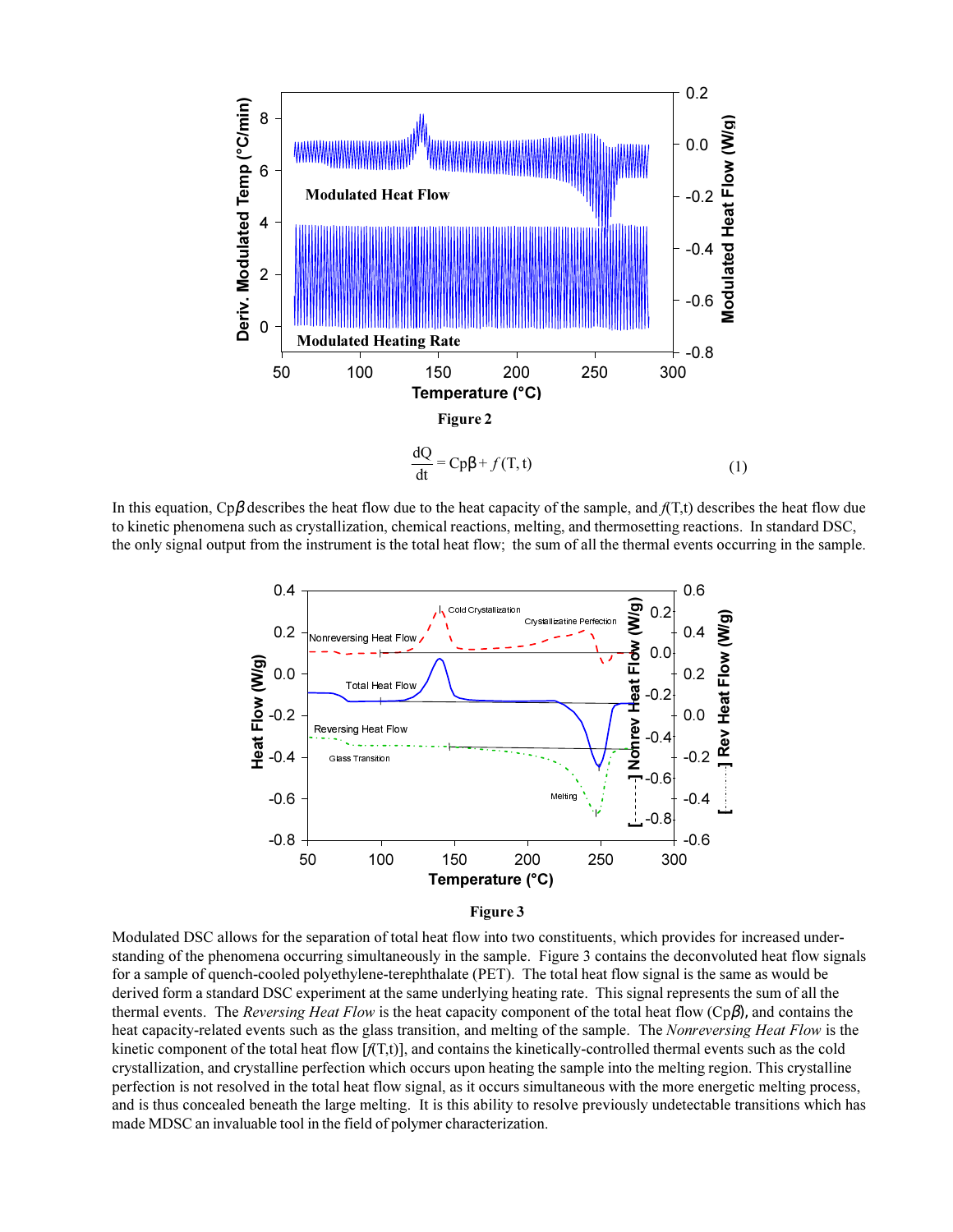**Figure 2**

$$\frac{dQ}{dt} = Cp\beta + f(T,t) \tag{1}$$

In this equation, $Cp\beta$ describes the heat flow due to the heat capacity of the sample, and $f(T,t)$ describes the heat flow due to kinetic phenomena such as crystallization, chemical reactions, melting, and thermosetting reactions. In standard DSC, the only signal output from the instrument is the total heat flow; the sum of all the thermal events occurring in the sample.

**Figure 3**

Modulated DSC allows for the separation of total heat flow into two constituents, which provides for increased understanding of the phenomena occurring simultaneously in the sample. Figure 3 contains the deconvoluted heat flow signals for a sample of quench-cooled polyethylene-terephthalate (PET). The total heat flow signal is the same as would be derived form a standard DSC experiment at the same underlying heating rate. This signal represents the sum of all the thermal events. The *Reversing Heat Flow* is the heat capacity component of the total heat flow ($Cp\beta$), and contains the heat capacity-related events such as the glass transition, and melting of the sample. The *Nonreversing Heat Flow* is the kinetic component of the total heat flow [$f(T,t)$], and contains the kinetically-controlled thermal events such as the cold crystallization, and crystalline perfection which occurs upon heating the sample into the melting region. This crystalline perfection is not resolved in the total heat flow signal, as it occurs simultaneous with the more energetic melting process, and is thus concealed beneath the large melting. It is this ability to resolve previously undetectable transitions which has made MDSC an invaluable tool in the field of polymer characterization.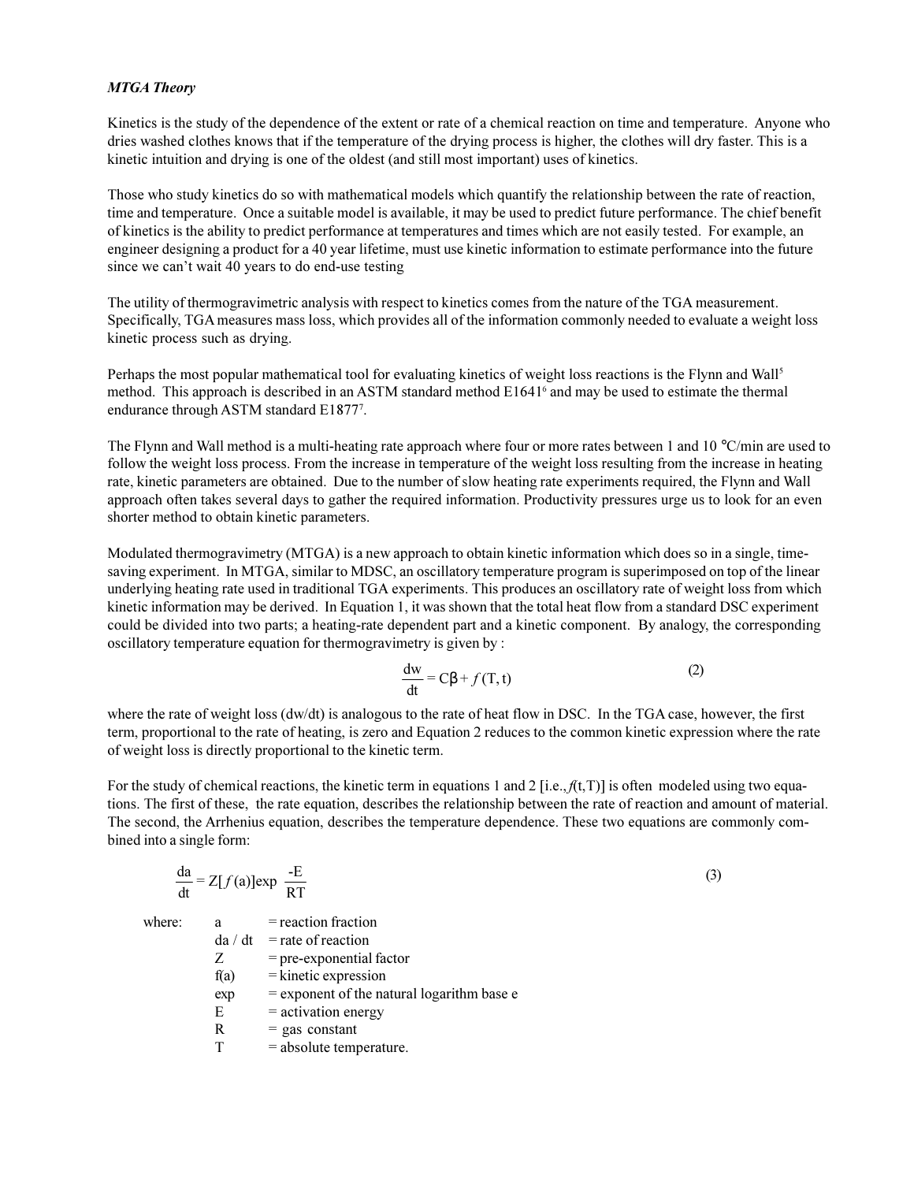***MTGA Theory***

Kinetics is the study of the dependence of the extent or rate of a chemical reaction on time and temperature. Anyone who dries washed clothes knows that if the temperature of the drying process is higher, the clothes will dry faster. This is a kinetic intuition and drying is one of the oldest (and still most important) uses of kinetics.

Those who study kinetics do so with mathematical models which quantify the relationship between the rate of reaction, time and temperature. Once a suitable model is available, it may be used to predict future performance. The chief benefit of kinetics is the ability to predict performance at temperatures and times which are not easily tested. For example, an engineer designing a product for a 40 year lifetime, must use kinetic information to estimate performance into the future since we can't wait 40 years to do end-use testing

The utility of thermogravimetric analysis with respect to kinetics comes from the nature of the TGA measurement. Specifically, TGA measures mass loss, which provides all of the information commonly needed to evaluate a weight loss kinetic process such as drying.

Perhaps the most popular mathematical tool for evaluating kinetics of weight loss reactions is the Flynn and Wall[5] method. This approach is described in an ASTM standard method E1641[6] and may be used to estimate the thermal endurance through ASTM standard E1877[7].

The Flynn and Wall method is a multi-heating rate approach where four or more rates between 1 and 10 °C/min are used to follow the weight loss process. From the increase in temperature of the weight loss resulting from the increase in heating rate, kinetic parameters are obtained. Due to the number of slow heating rate experiments required, the Flynn and Wall approach often takes several days to gather the required information. Productivity pressures urge us to look for an even shorter method to obtain kinetic parameters.

Modulated thermogravimetry (MTGA) is a new approach to obtain kinetic information which does so in a single, time-saving experiment. In MTGA, similar to MDSC, an oscillatory temperature program is superimposed on top of the linear underlying heating rate used in traditional TGA experiments. This produces an oscillatory rate of weight loss from which kinetic information may be derived. In Equation 1, it was shown that the total heat flow from a standard DSC experiment could be divided into two parts; a heating-rate dependent part and a kinetic component. By analogy, the corresponding oscillatory temperature equation for thermogravimetry is given by :

$$\frac{dw}{dt} = C\beta + f(T, t) \tag{2}$$

where the rate of weight loss (dw/dt) is analogous to the rate of heat flow in DSC. In the TGA case, however, the first term, proportional to the rate of heating, is zero and Equation 2 reduces to the common kinetic expression where the rate of weight loss is directly proportional to the kinetic term.

For the study of chemical reactions, the kinetic term in equations 1 and 2 [i.e., $f(t,T)$] is often modeled using two equations. The first of these, the rate equation, describes the relationship between the rate of reaction and amount of material. The second, the Arrhenius equation, describes the temperature dependence. These two equations are commonly combined into a single form:

$$\frac{da}{dt} = Z[f(a)]\exp\frac{-E}{RT} \tag{3}$$

where:

| | |
|---|---|
| a | = reaction fraction |
| da / dt | = rate of reaction |
| Z | = pre-exponential factor |
| f(a) | = kinetic expression |
| exp | = exponent of the natural logarithm base e |
| E | = activation energy |
| R | = gas constant |
| T | = absolute temperature. |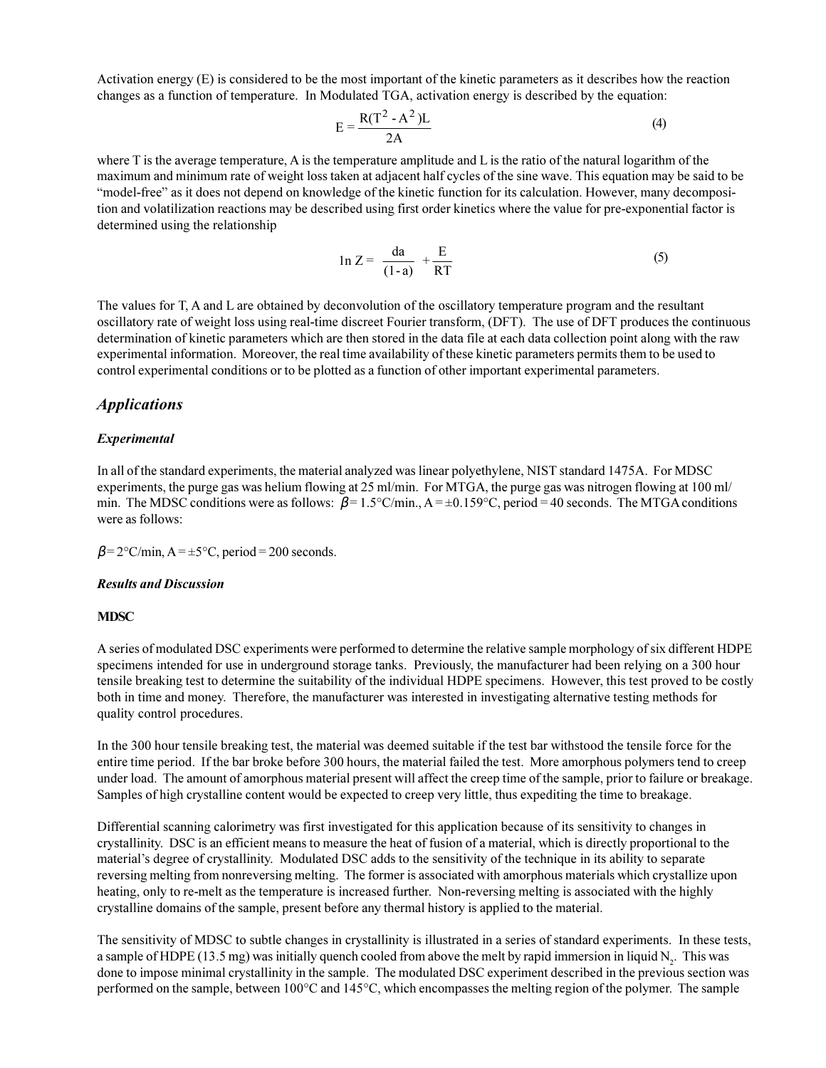Activation energy (E) is considered to be the most important of the kinetic parameters as it describes how the reaction changes as a function of temperature. In Modulated TGA, activation energy is described by the equation:

$$E = \frac{R(T^2 - A^2)L}{2A} \tag{4}$$

where T is the average temperature, A is the temperature amplitude and L is the ratio of the natural logarithm of the maximum and minimum rate of weight loss taken at adjacent half cycles of the sine wave. This equation may be said to be "model-free" as it does not depend on knowledge of the kinetic function for its calculation. However, many decomposition and volatilization reactions may be described using first order kinetics where the value for pre-exponential factor is determined using the relationship

$$1n\ Z = \frac{da}{(1-a)} + \frac{E}{RT} \tag{5}$$

The values for T, A and L are obtained by deconvolution of the oscillatory temperature program and the resultant oscillatory rate of weight loss using real-time discreet Fourier transform, (DFT). The use of DFT produces the continuous determination of kinetic parameters which are then stored in the data file at each data collection point along with the raw experimental information. Moreover, the real time availability of these kinetic parameters permits them to be used to control experimental conditions or to be plotted as a function of other important experimental parameters.

## *Applications*

### *Experimental*

In all of the standard experiments, the material analyzed was linear polyethylene, NIST standard 1475A. For MDSC experiments, the purge gas was helium flowing at 25 ml/min. For MTGA, the purge gas was nitrogen flowing at 100 ml/min. The MDSC conditions were as follows: $\beta$ = 1.5°C/min., A = ±0.159°C, period = 40 seconds. The MTGA conditions were as follows:

$\beta$ = 2°C/min, A = ±5°C, period = 200 seconds.

### *Results and Discussion*

#### MDSC

A series of modulated DSC experiments were performed to determine the relative sample morphology of six different HDPE specimens intended for use in underground storage tanks. Previously, the manufacturer had been relying on a 300 hour tensile breaking test to determine the suitability of the individual HDPE specimens. However, this test proved to be costly both in time and money. Therefore, the manufacturer was interested in investigating alternative testing methods for quality control procedures.

In the 300 hour tensile breaking test, the material was deemed suitable if the test bar withstood the tensile force for the entire time period. If the bar broke before 300 hours, the material failed the test. More amorphous polymers tend to creep under load. The amount of amorphous material present will affect the creep time of the sample, prior to failure or breakage. Samples of high crystalline content would be expected to creep very little, thus expediting the time to breakage.

Differential scanning calorimetry was first investigated for this application because of its sensitivity to changes in crystallinity. DSC is an efficient means to measure the heat of fusion of a material, which is directly proportional to the material's degree of crystallinity. Modulated DSC adds to the sensitivity of the technique in its ability to separate reversing melting from nonreversing melting. The former is associated with amorphous materials which crystallize upon heating, only to re-melt as the temperature is increased further. Non-reversing melting is associated with the highly crystalline domains of the sample, present before any thermal history is applied to the material.

The sensitivity of MDSC to subtle changes in crystallinity is illustrated in a series of standard experiments. In these tests, a sample of HDPE (13.5 mg) was initially quench cooled from above the melt by rapid immersion in liquid $N_2$. This was done to impose minimal crystallinity in the sample. The modulated DSC experiment described in the previous section was performed on the sample, between 100°C and 145°C, which encompasses the melting region of the polymer. The sample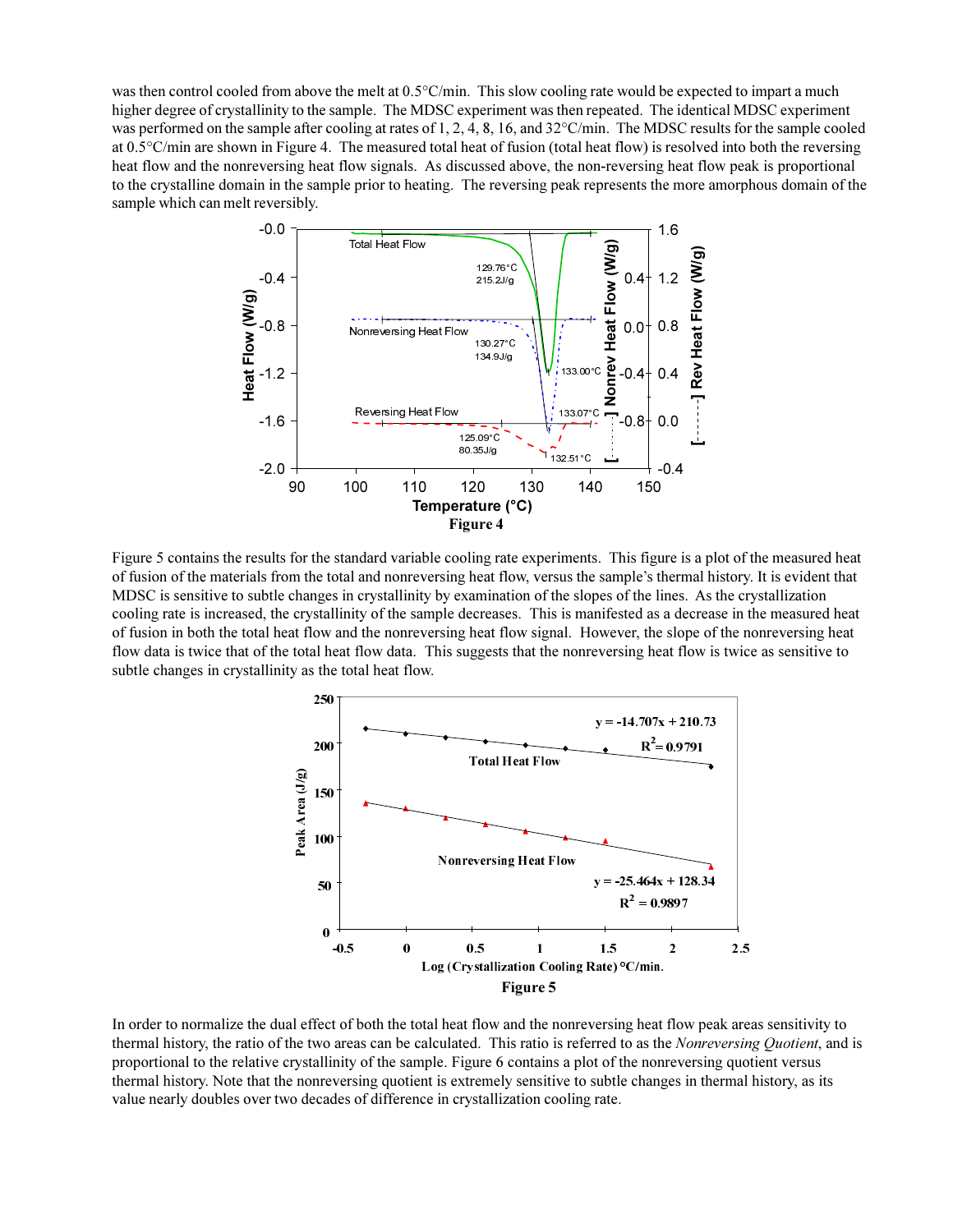was then control cooled from above the melt at 0.5°C/min. This slow cooling rate would be expected to impart a much higher degree of crystallinity to the sample. The MDSC experiment was then repeated. The identical MDSC experiment was performed on the sample after cooling at rates of 1, 2, 4, 8, 16, and 32°C/min. The MDSC results for the sample cooled at 0.5°C/min are shown in Figure 4. The measured total heat of fusion (total heat flow) is resolved into both the reversing heat flow and the nonreversing heat flow signals. As discussed above, the non-reversing heat flow peak is proportional to the crystalline domain in the sample prior to heating. The reversing peak represents the more amorphous domain of the sample which can melt reversibly.

**Figure 4**

Figure 5 contains the results for the standard variable cooling rate experiments. This figure is a plot of the measured heat of fusion of the materials from the total and nonreversing heat flow, versus the sample's thermal history. It is evident that MDSC is sensitive to subtle changes in crystallinity by examination of the slopes of the lines. As the crystallization cooling rate is increased, the crystallinity of the sample decreases. This is manifested as a decrease in the measured heat of fusion in both the total heat flow and the nonreversing heat flow signal. However, the slope of the nonreversing heat flow data is twice that of the total heat flow data. This suggests that the nonreversing heat flow is twice as sensitive to subtle changes in crystallinity as the total heat flow.

**Figure 5**

In order to normalize the dual effect of both the total heat flow and the nonreversing heat flow peak areas sensitivity to thermal history, the ratio of the two areas can be calculated. This ratio is referred to as the *Nonreversing Quotient*, and is proportional to the relative crystallinity of the sample. Figure 6 contains a plot of the nonreversing quotient versus thermal history. Note that the nonreversing quotient is extremely sensitive to subtle changes in thermal history, as its value nearly doubles over two decades of difference in crystallization cooling rate.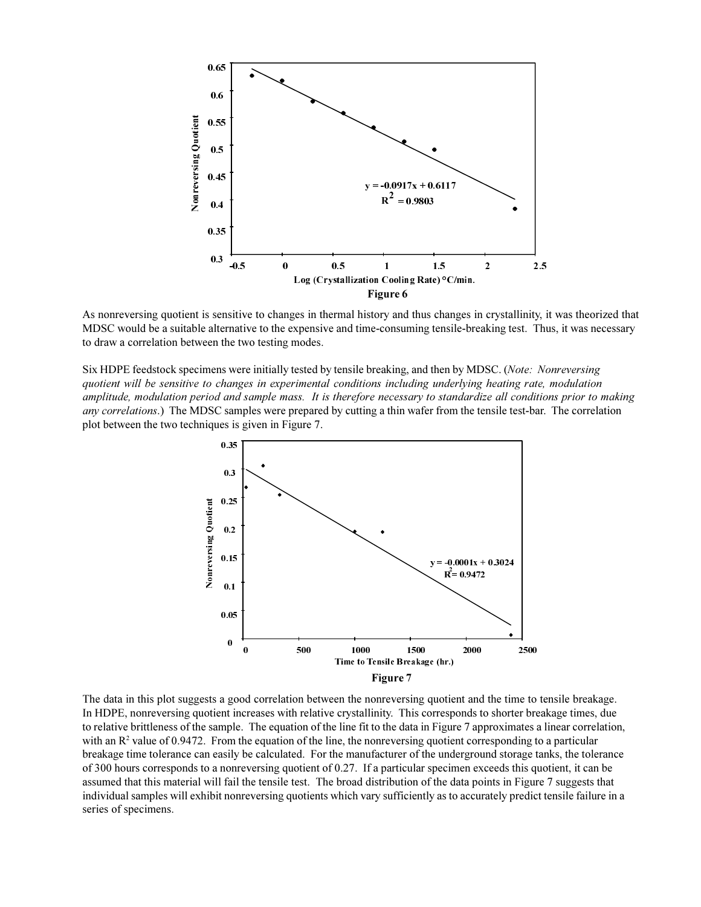Figure 6

As nonreversing quotient is sensitive to changes in thermal history and thus changes in crystallinity, it was theorized that MDSC would be a suitable alternative to the expensive and time-consuming tensile-breaking test. Thus, it was necessary to draw a correlation between the two testing modes.

Six HDPE feedstock specimens were initially tested by tensile breaking, and then by MDSC. (*Note: Nonreversing quotient will be sensitive to changes in experimental conditions including underlying heating rate, modulation amplitude, modulation period and sample mass. It is therefore necessary to standardize all conditions prior to making any correlations.*) The MDSC samples were prepared by cutting a thin wafer from the tensile test-bar. The correlation plot between the two techniques is given in Figure 7.

Figure 7

The data in this plot suggests a good correlation between the nonreversing quotient and the time to tensile breakage. In HDPE, nonreversing quotient increases with relative crystallinity. This corresponds to shorter breakage times, due to relative brittleness of the sample. The equation of the line fit to the data in Figure 7 approximates a linear correlation, with an $R^2$ value of 0.9472. From the equation of the line, the nonreversing quotient corresponding to a particular breakage time tolerance can easily be calculated. For the manufacturer of the underground storage tanks, the tolerance of 300 hours corresponds to a nonreversing quotient of 0.27. If a particular specimen exceeds this quotient, it can be assumed that this material will fail the tensile test. The broad distribution of the data points in Figure 7 suggests that individual samples will exhibit nonreversing quotients which vary sufficiently as to accurately predict tensile failure in a series of specimens.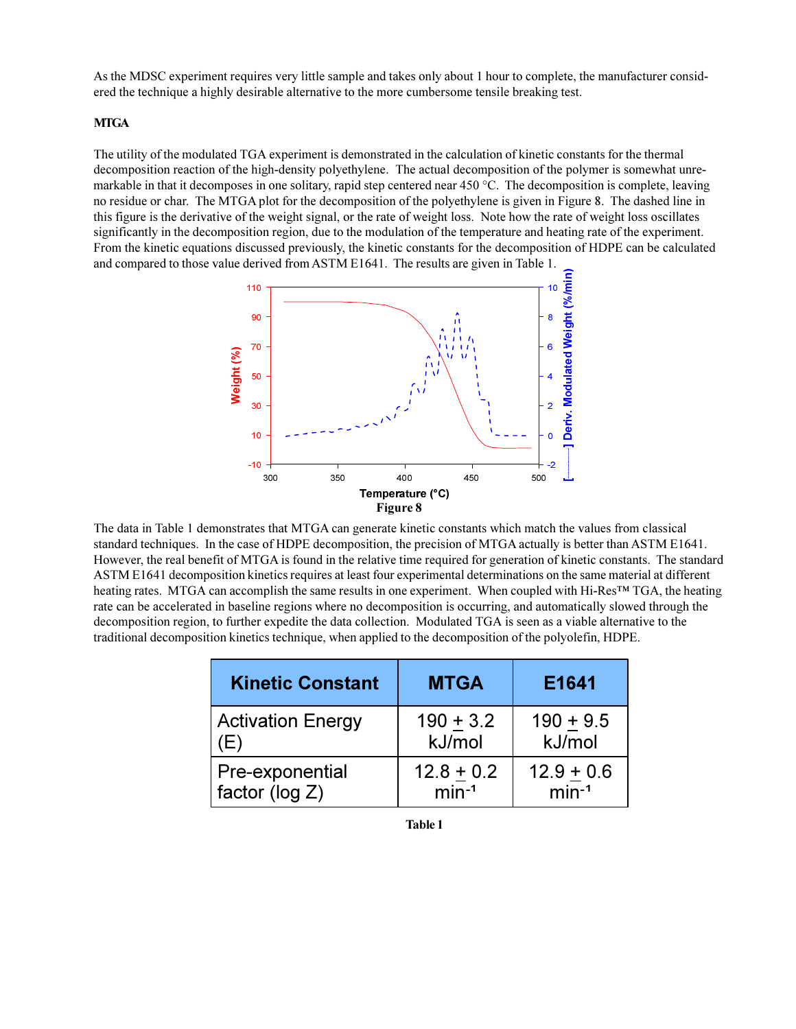As the MDSC experiment requires very little sample and takes only about 1 hour to complete, the manufacturer considered the technique a highly desirable alternative to the more cumbersome tensile breaking test.

**MTGA**

The utility of the modulated TGA experiment is demonstrated in the calculation of kinetic constants for the thermal decomposition reaction of the high-density polyethylene. The actual decomposition of the polymer is somewhat unremarkable in that it decomposes in one solitary, rapid step centered near 450 °C. The decomposition is complete, leaving no residue or char. The MTGA plot for the decomposition of the polyethylene is given in Figure 8. The dashed line in this figure is the derivative of the weight signal, or the rate of weight loss. Note how the rate of weight loss oscillates significantly in the decomposition region, due to the modulation of the temperature and heating rate of the experiment. From the kinetic equations discussed previously, the kinetic constants for the decomposition of HDPE can be calculated and compared to those value derived from ASTM E1641. The results are given in Table 1.

**Figure 8**

The data in Table 1 demonstrates that MTGA can generate kinetic constants which match the values from classical standard techniques. In the case of HDPE decomposition, the precision of MTGA actually is better than ASTM E1641. However, the real benefit of MTGA is found in the relative time required for generation of kinetic constants. The standard ASTM E1641 decomposition kinetics requires at least four experimental determinations on the same material at different heating rates. MTGA can accomplish the same results in one experiment. When coupled with Hi-Res™ TGA, the heating rate can be accelerated in baseline regions where no decomposition is occurring, and automatically slowed through the decomposition region, to further expedite the data collection. Modulated TGA is seen as a viable alternative to the traditional decomposition kinetics technique, when applied to the decomposition of the polyolefin, HDPE.

| Kinetic Constant | MTGA | E1641 |
|---|---|---|
| Activation Energy (E) | 190 ± 3.2 kJ/mol | 190 ± 9.5 kJ/mol |
| Pre-exponential factor (log Z) | 12.8 ± 0.2 $min^{-1}$ | 12.9 ± 0.6 $min^{-1}$ |

**Table 1**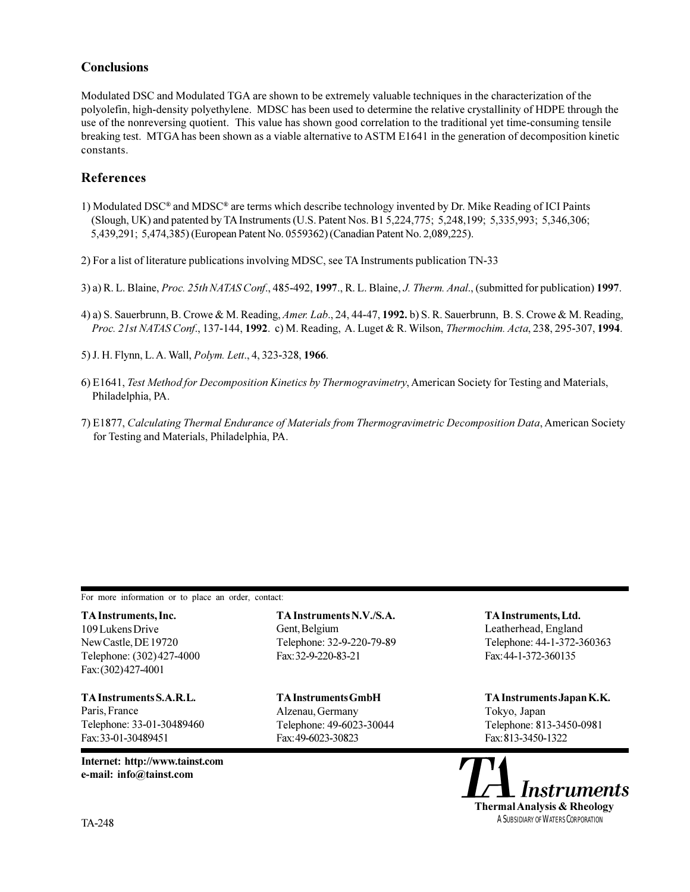## Conclusions

Modulated DSC and Modulated TGA are shown to be extremely valuable techniques in the characterization of the polyolefin, high-density polyethylene. MDSC has been used to determine the relative crystallinity of HDPE through the use of the nonreversing quotient. This value has shown good correlation to the traditional yet time-consuming tensile breaking test. MTGA has been shown as a viable alternative to ASTM E1641 in the generation of decomposition kinetic constants.

## References

1) Modulated DSC® and MDSC® are terms which describe technology invented by Dr. Mike Reading of ICI Paints (Slough, UK) and patented by TA Instruments (U.S. Patent Nos. B1 5,224,775; 5,248,199; 5,335,993; 5,346,306; 5,439,291; 5,474,385) (European Patent No. 0559362) (Canadian Patent No. 2,089,225).

2) For a list of literature publications involving MDSC, see TA Instruments publication TN-33

3) a) R. L. Blaine, *Proc. 25th NATAS Conf*., 485-492, **1997**., R. L. Blaine, *J. Therm. Anal*., (submitted for publication) **1997**.

4) a) S. Sauerbrunn, B. Crowe & M. Reading, *Amer. Lab*., 24, 44-47, **1992.** b) S. R. Sauerbrunn, B. S. Crowe & M. Reading, *Proc. 21st NATAS Conf*., 137-144, **1992**. c) M. Reading, A. Luget & R. Wilson, *Thermochim. Acta*, 238, 295-307, **1994**.

5) J. H. Flynn, L. A. Wall, *Polym. Lett*., 4, 323-328, **1966**.

6) E1641, *Test Method for Decomposition Kinetics by Thermogravimetry*, American Society for Testing and Materials, Philadelphia, PA.

7) E1877, *Calculating Thermal Endurance of Materials from Thermogravimetric Decomposition Data*, American Society for Testing and Materials, Philadelphia, PA.

For more information or to place an order, contact:

**TA Instruments, Inc.**
109 Lukens Drive
New Castle, DE 19720
Telephone: (302) 427-4000
Fax: (302) 427-4001

**TA Instruments N.V./S.A.**
Gent, Belgium
Telephone: 32-9-220-79-89
Fax: 32-9-220-83-21

**TA Instruments, Ltd.**
Leatherhead, England
Telephone: 44-1-372-360363
Fax: 44-1-372-360135

**TA Instruments S.A.R.L.**
Paris, France
Telephone: 33-01-30489460
Fax: 33-01-30489451

**TA Instruments GmbH**
Alzenau, Germany
Telephone: 49-6023-30044
Fax: 49-6023-30823

**TA Instruments Japan K.K.**
Tokyo, Japan
Telephone: 813-3450-0981
Fax: 813-3450-1322

**Internet: http://www.tainst.com**
**e-mail: info@tainst.com**

TA Instruments
**Thermal Analysis & Rheology**
A SUBSIDIARY OF WATERS CORPORATION

TA-248